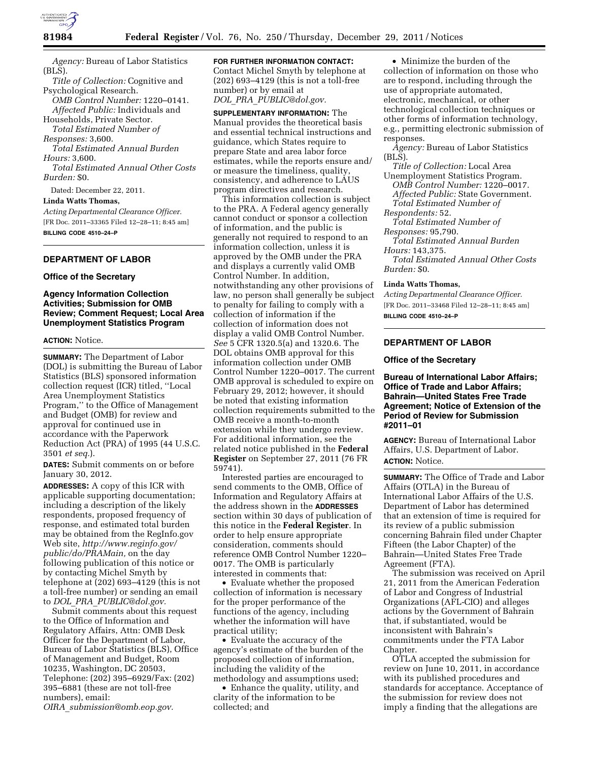*Agency:* Bureau of Labor Statistics (BLS).

*Title of Collection:* Cognitive and Psychological Research.

*OMB Control Number:* 1220–0141.

*Affected Public:* Individuals and Households, Private Sector.

*Total Estimated Number of Responses:* 3,600.

*Total Estimated Annual Burden Hours:* 3,600.

*Total Estimated Annual Other Costs Burden:* $0.

Dated: December 22, 2011.

**Linda Watts Thomas,**

*Acting Departmental Clearance Officer.*

[FR Doc. 2011–33365 Filed 12–28–11; 8:45 am]

**BILLING CODE 4510–24–P**

---

## DEPARTMENT OF LABOR

### Office of the Secretary

### Agency Information Collection Activities; Submission for OMB Review; Comment Request; Local Area Unemployment Statistics Program

**ACTION:** Notice.

**SUMMARY:** The Department of Labor (DOL) is submitting the Bureau of Labor Statistics (BLS) sponsored information collection request (ICR) titled, ''Local Area Unemployment Statistics Program,'' to the Office of Management and Budget (OMB) for review and approval for continued use in accordance with the Paperwork Reduction Act (PRA) of 1995 (44 U.S.C. 3501 *et seq.*).

**DATES:** Submit comments on or before January 30, 2012.

**ADDRESSES:** A copy of this ICR with applicable supporting documentation; including a description of the likely respondents, proposed frequency of response, and estimated total burden may be obtained from the RegInfo.gov Web site, *http://www.reginfo.gov/public/do/PRAMain,* on the day following publication of this notice or by contacting Michel Smyth by telephone at (202) 693–4129 (this is not a toll-free number) or sending an email to *DOL_PRA_PUBLIC@dol.gov.*

Submit comments about this request to the Office of Information and Regulatory Affairs, Attn: OMB Desk Officer for the Department of Labor, Bureau of Labor Statistics (BLS), Office of Management and Budget, Room 10235, Washington, DC 20503, Telephone: (202) 395–6929/Fax: (202) 395–6881 (these are not toll-free numbers), email: *OIRA_submission@omb.eop.gov.*

**FOR FURTHER INFORMATION CONTACT:** Contact Michel Smyth by telephone at (202) 693–4129 (this is not a toll-free number) or by email at *DOL_PRA_PUBLIC@dol.gov.*

**SUPPLEMENTARY INFORMATION:** The Manual provides the theoretical basis and essential technical instructions and guidance, which States require to prepare State and area labor force estimates, while the reports ensure and/or measure the timeliness, quality, consistency, and adherence to LAUS program directives and research.

This information collection is subject to the PRA. A Federal agency generally cannot conduct or sponsor a collection of information, and the public is generally not required to respond to an information collection, unless it is approved by the OMB under the PRA and displays a currently valid OMB Control Number. In addition, notwithstanding any other provisions of law, no person shall generally be subject to penalty for failing to comply with a collection of information if the collection of information does not display a valid OMB Control Number. *See* 5 CFR 1320.5(a) and 1320.6. The DOL obtains OMB approval for this information collection under OMB Control Number 1220–0017. The current OMB approval is scheduled to expire on February 29, 2012; however, it should be noted that existing information collection requirements submitted to the OMB receive a month-to-month extension while they undergo review. For additional information, see the related notice published in the **Federal Register** on September 27, 2011 (76 FR 59741).

Interested parties are encouraged to send comments to the OMB, Office of Information and Regulatory Affairs at the address shown in the **ADDRESSES** section within 30 days of publication of this notice in the **Federal Register**. In order to help ensure appropriate consideration, comments should reference OMB Control Number 1220–0017. The OMB is particularly interested in comments that:

- Evaluate whether the proposed collection of information is necessary for the proper performance of the functions of the agency, including whether the information will have practical utility;
- Evaluate the accuracy of the agency's estimate of the burden of the proposed collection of information, including the validity of the methodology and assumptions used;
- Enhance the quality, utility, and clarity of the information to be collected; and
- Minimize the burden of the collection of information on those who are to respond, including through the use of appropriate automated, electronic, mechanical, or other technological collection techniques or other forms of information technology, e.g., permitting electronic submission of responses.

*Agency:* Bureau of Labor Statistics (BLS).

*Title of Collection:* Local Area Unemployment Statistics Program.

*OMB Control Number:* 1220–0017.

*Affected Public:* State Government.

*Total Estimated Number of Respondents:* 52.

*Total Estimated Number of Responses:* 95,790.

*Total Estimated Annual Burden Hours:* 143,375.

*Total Estimated Annual Other Costs Burden:* $0.

**Linda Watts Thomas,**

*Acting Departmental Clearance Officer.*

[FR Doc. 2011–33468 Filed 12–28–11; 8:45 am]

**BILLING CODE 4510–24–P**

---

## DEPARTMENT OF LABOR

### Office of the Secretary

### Bureau of International Labor Affairs; Office of Trade and Labor Affairs; Bahrain—United States Free Trade Agreement; Notice of Extension of the Period of Review for Submission #2011–01

**AGENCY:** Bureau of International Labor Affairs, U.S. Department of Labor.

**ACTION:** Notice.

**SUMMARY:** The Office of Trade and Labor Affairs (OTLA) in the Bureau of International Labor Affairs of the U.S. Department of Labor has determined that an extension of time is required for its review of a public submission concerning Bahrain filed under Chapter Fifteen (the Labor Chapter) of the Bahrain—United States Free Trade Agreement (FTA).

The submission was received on April 21, 2011 from the American Federation of Labor and Congress of Industrial Organizations (AFL-CIO) and alleges actions by the Government of Bahrain that, if substantiated, would be inconsistent with Bahrain's commitments under the FTA Labor Chapter.

OTLA accepted the submission for review on June 10, 2011, in accordance with its published procedures and standards for acceptance. Acceptance of the submission for review does not imply a finding that the allegations are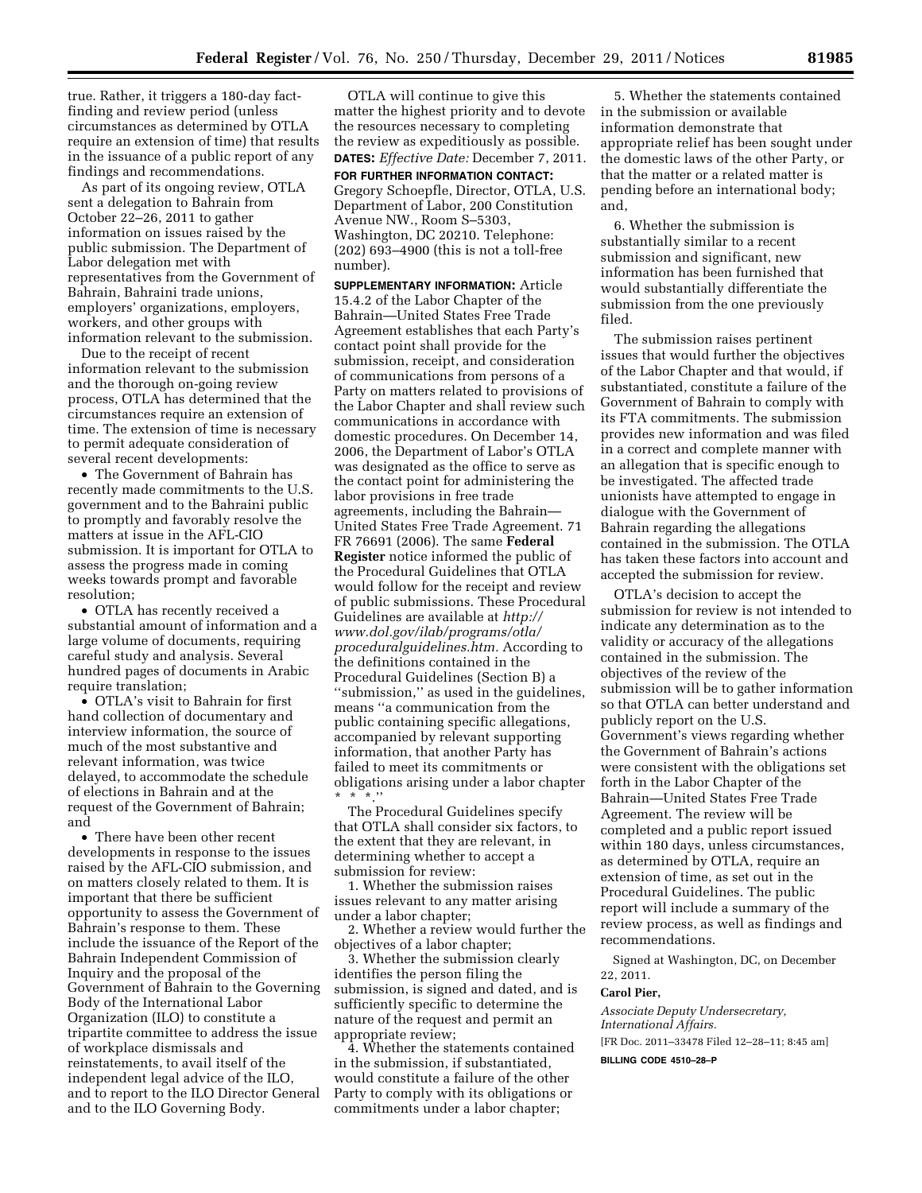true. Rather, it triggers a 180-day fact-finding and review period (unless circumstances as determined by OTLA require an extension of time) that results in the issuance of a public report of any findings and recommendations.

As part of its ongoing review, OTLA sent a delegation to Bahrain from October 22–26, 2011 to gather information on issues raised by the public submission. The Department of Labor delegation met with representatives from the Government of Bahrain, Bahraini trade unions, employers' organizations, employers, workers, and other groups with information relevant to the submission.

Due to the receipt of recent information relevant to the submission and the thorough on-going review process, OTLA has determined that the circumstances require an extension of time. The extension of time is necessary to permit adequate consideration of several recent developments:

- The Government of Bahrain has recently made commitments to the U.S. government and to the Bahraini public to promptly and favorably resolve the matters at issue in the AFL-CIO submission. It is important for OTLA to assess the progress made in coming weeks towards prompt and favorable resolution;
- OTLA has recently received a substantial amount of information and a large volume of documents, requiring careful study and analysis. Several hundred pages of documents in Arabic require translation;
- OTLA's visit to Bahrain for first hand collection of documentary and interview information, the source of much of the most substantive and relevant information, was twice delayed, to accommodate the schedule of elections in Bahrain and at the request of the Government of Bahrain; and
- There have been other recent developments in response to the issues raised by the AFL-CIO submission, and on matters closely related to them. It is important that there be sufficient opportunity to assess the Government of Bahrain's response to them. These include the issuance of the Report of the Bahrain Independent Commission of Inquiry and the proposal of the Government of Bahrain to the Governing Body of the International Labor Organization (ILO) to constitute a tripartite committee to address the issue of workplace dismissals and reinstatements, to avail itself of the independent legal advice of the ILO, and to report to the ILO Director General and to the ILO Governing Body.

OTLA will continue to give this matter the highest priority and to devote the resources necessary to completing the review as expeditiously as possible.

**DATES:** *Effective Date:* December 7, 2011.

**FOR FURTHER INFORMATION CONTACT:** Gregory Schoepfle, Director, OTLA, U.S. Department of Labor, 200 Constitution Avenue NW., Room S–5303, Washington, DC 20210. Telephone: (202) 693–4900 (this is not a toll-free number).

**SUPPLEMENTARY INFORMATION:** Article 15.4.2 of the Labor Chapter of the Bahrain—United States Free Trade Agreement establishes that each Party's contact point shall provide for the submission, receipt, and consideration of communications from persons of a Party on matters related to provisions of the Labor Chapter and shall review such communications in accordance with domestic procedures. On December 14, 2006, the Department of Labor's OTLA was designated as the office to serve as the contact point for administering the labor provisions in free trade agreements, including the Bahrain—United States Free Trade Agreement. 71 FR 76691 (2006). The same **Federal Register** notice informed the public of the Procedural Guidelines that OTLA would follow for the receipt and review of public submissions. These Procedural Guidelines are available at *http://www.dol.gov/ilab/programs/otla/proceduralguidelines.htm.* According to the definitions contained in the Procedural Guidelines (Section B) a ''submission,'' as used in the guidelines, means ''a communication from the public containing specific allegations, accompanied by relevant supporting information, that another Party has failed to meet its commitments or obligations arising under a labor chapter * * *.''

The Procedural Guidelines specify that OTLA shall consider six factors, to the extent that they are relevant, in determining whether to accept a submission for review:

1. Whether the submission raises issues relevant to any matter arising under a labor chapter;
2. Whether a review would further the objectives of a labor chapter;
3. Whether the submission clearly identifies the person filing the submission, is signed and dated, and is sufficiently specific to determine the nature of the request and permit an appropriate review;
4. Whether the statements contained in the submission, if substantiated, would constitute a failure of the other Party to comply with its obligations or commitments under a labor chapter;
5. Whether the statements contained in the submission or available information demonstrate that appropriate relief has been sought under the domestic laws of the other Party, or that the matter or a related matter is pending before an international body; and,
6. Whether the submission is substantially similar to a recent submission and significant, new information has been furnished that would substantially differentiate the submission from the one previously filed.

The submission raises pertinent issues that would further the objectives of the Labor Chapter and that would, if substantiated, constitute a failure of the Government of Bahrain to comply with its FTA commitments. The submission provides new information and was filed in a correct and complete manner with an allegation that is specific enough to be investigated. The affected trade unionists have attempted to engage in dialogue with the Government of Bahrain regarding the allegations contained in the submission. The OTLA has taken these factors into account and accepted the submission for review.

OTLA's decision to accept the submission for review is not intended to indicate any determination as to the validity or accuracy of the allegations contained in the submission. The objectives of the review of the submission will be to gather information so that OTLA can better understand and publicly report on the U.S. Government's views regarding whether the Government of Bahrain's actions were consistent with the obligations set forth in the Labor Chapter of the Bahrain—United States Free Trade Agreement. The review will be completed and a public report issued within 180 days, unless circumstances, as determined by OTLA, require an extension of time, as set out in the Procedural Guidelines. The public report will include a summary of the review process, as well as findings and recommendations.

Signed at Washington, DC, on December 22, 2011.

**Carol Pier,**

*Associate Deputy Undersecretary, International Affairs.*

[FR Doc. 2011–33478 Filed 12–28–11; 8:45 am]

**BILLING CODE 4510–28–P**